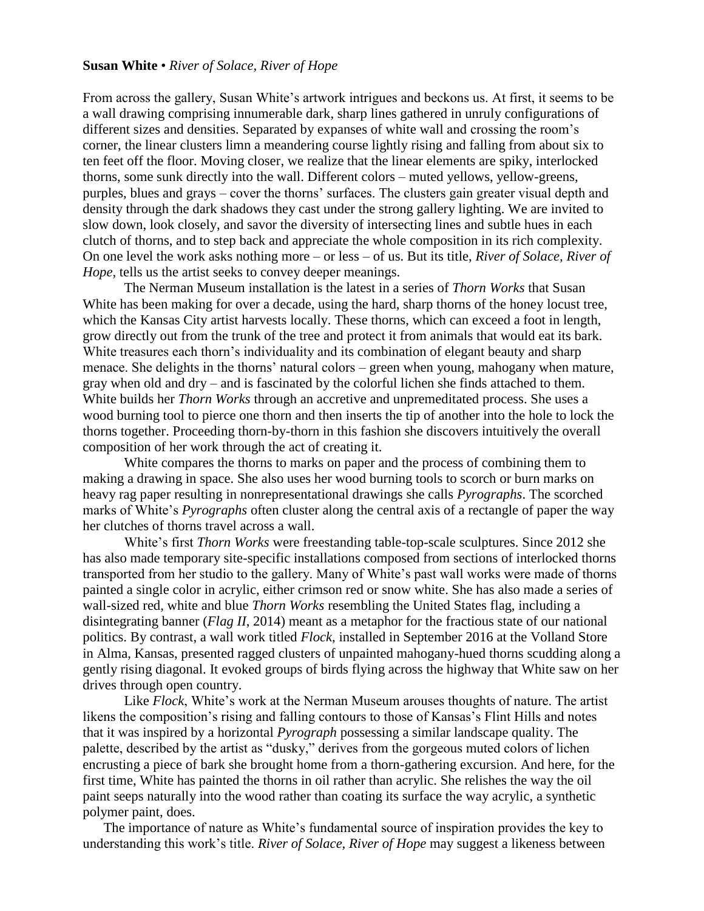**Susan White** • *River of Solace, River of Hope*

From across the gallery, Susan White's artwork intrigues and beckons us. At first, it seems to be a wall drawing comprising innumerable dark, sharp lines gathered in unruly configurations of different sizes and densities. Separated by expanses of white wall and crossing the room's corner, the linear clusters limn a meandering course lightly rising and falling from about six to ten feet off the floor. Moving closer, we realize that the linear elements are spiky, interlocked thorns, some sunk directly into the wall. Different colors – muted yellows, yellow-greens, purples, blues and grays – cover the thorns' surfaces. The clusters gain greater visual depth and density through the dark shadows they cast under the strong gallery lighting. We are invited to slow down, look closely, and savor the diversity of intersecting lines and subtle hues in each clutch of thorns, and to step back and appreciate the whole composition in its rich complexity. On one level the work asks nothing more – or less – of us. But its title, *River of Solace, River of Hope*, tells us the artist seeks to convey deeper meanings.

The Nerman Museum installation is the latest in a series of *Thorn Works* that Susan White has been making for over a decade, using the hard, sharp thorns of the honey locust tree, which the Kansas City artist harvests locally. These thorns, which can exceed a foot in length, grow directly out from the trunk of the tree and protect it from animals that would eat its bark. White treasures each thorn's individuality and its combination of elegant beauty and sharp menace. She delights in the thorns' natural colors – green when young, mahogany when mature, gray when old and dry – and is fascinated by the colorful lichen she finds attached to them. White builds her *Thorn Works* through an accretive and unpremeditated process. She uses a wood burning tool to pierce one thorn and then inserts the tip of another into the hole to lock the thorns together. Proceeding thorn-by-thorn in this fashion she discovers intuitively the overall composition of her work through the act of creating it.

White compares the thorns to marks on paper and the process of combining them to making a drawing in space. She also uses her wood burning tools to scorch or burn marks on heavy rag paper resulting in nonrepresentational drawings she calls *Pyrographs*. The scorched marks of White's *Pyrographs* often cluster along the central axis of a rectangle of paper the way her clutches of thorns travel across a wall.

White's first *Thorn Works* were freestanding table-top-scale sculptures. Since 2012 she has also made temporary site-specific installations composed from sections of interlocked thorns transported from her studio to the gallery. Many of White's past wall works were made of thorns painted a single color in acrylic, either crimson red or snow white. She has also made a series of wall-sized red, white and blue *Thorn Works* resembling the United States flag, including a disintegrating banner (*Flag II*, 2014) meant as a metaphor for the fractious state of our national politics. By contrast, a wall work titled *Flock*, installed in September 2016 at the Volland Store in Alma, Kansas, presented ragged clusters of unpainted mahogany-hued thorns scudding along a gently rising diagonal. It evoked groups of birds flying across the highway that White saw on her drives through open country.

Like *Flock*, White's work at the Nerman Museum arouses thoughts of nature. The artist likens the composition's rising and falling contours to those of Kansas's Flint Hills and notes that it was inspired by a horizontal *Pyrograph* possessing a similar landscape quality. The palette, described by the artist as "dusky," derives from the gorgeous muted colors of lichen encrusting a piece of bark she brought home from a thorn-gathering excursion. And here, for the first time, White has painted the thorns in oil rather than acrylic. She relishes the way the oil paint seeps naturally into the wood rather than coating its surface the way acrylic, a synthetic polymer paint, does.

The importance of nature as White's fundamental source of inspiration provides the key to understanding this work's title. *River of Solace, River of Hope* may suggest a likeness between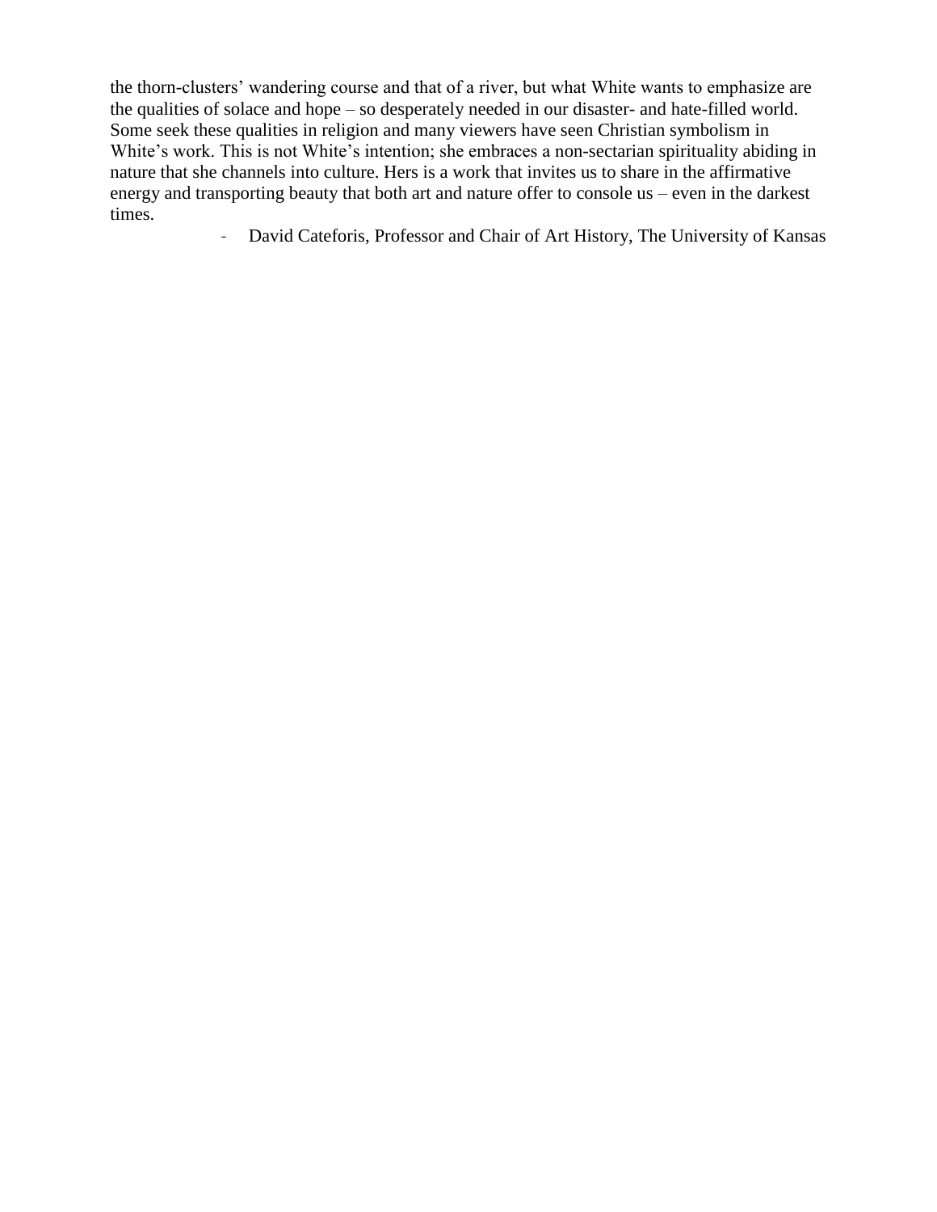the thorn-clusters' wandering course and that of a river, but what White wants to emphasize are the qualities of solace and hope – so desperately needed in our disaster- and hate-filled world. Some seek these qualities in religion and many viewers have seen Christian symbolism in White's work. This is not White's intention; she embraces a non-sectarian spirituality abiding in nature that she channels into culture. Hers is a work that invites us to share in the affirmative energy and transporting beauty that both art and nature offer to console us – even in the darkest times.

- David Cateforis, Professor and Chair of Art History, The University of Kansas